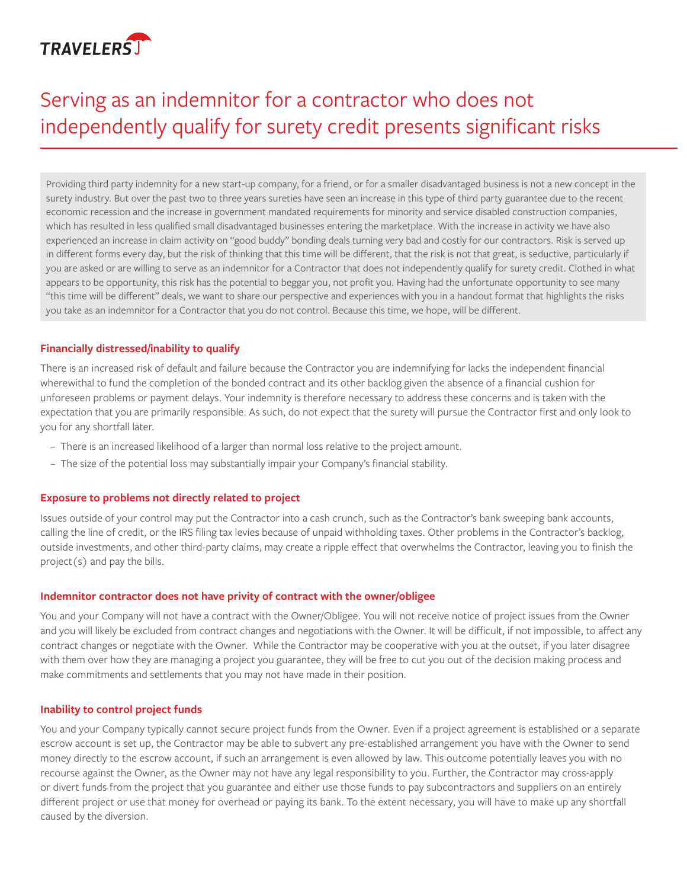TRAVELERS

# Serving as an indemnitor for a contractor who does not independently qualify for surety credit presents significant risks

Providing third party indemnity for a new start-up company, for a friend, or for a smaller disadvantaged business is not a new concept in the surety industry. But over the past two to three years sureties have seen an increase in this type of third party guarantee due to the recent economic recession and the increase in government mandated requirements for minority and service disabled construction companies, which has resulted in less qualified small disadvantaged businesses entering the marketplace. With the increase in activity we have also experienced an increase in claim activity on "good buddy" bonding deals turning very bad and costly for our contractors. Risk is served up in different forms every day, but the risk of thinking that this time will be different, that the risk is not that great, is seductive, particularly if you are asked or are willing to serve as an indemnitor for a Contractor that does not independently qualify for surety credit. Clothed in what appears to be opportunity, this risk has the potential to beggar you, not profit you. Having had the unfortunate opportunity to see many "this time will be different" deals, we want to share our perspective and experiences with you in a handout format that highlights the risks you take as an indemnitor for a Contractor that you do not control. Because this time, we hope, will be different.

### Financially distressed/inability to qualify

There is an increased risk of default and failure because the Contractor you are indemnifying for lacks the independent financial wherewithal to fund the completion of the bonded contract and its other backlog given the absence of a financial cushion for unforeseen problems or payment delays. Your indemnity is therefore necessary to address these concerns and is taken with the expectation that you are primarily responsible. As such, do not expect that the surety will pursue the Contractor first and only look to you for any shortfall later.

- There is an increased likelihood of a larger than normal loss relative to the project amount.
- The size of the potential loss may substantially impair your Company's financial stability.

### Exposure to problems not directly related to project

Issues outside of your control may put the Contractor into a cash crunch, such as the Contractor's bank sweeping bank accounts, calling the line of credit, or the IRS filing tax levies because of unpaid withholding taxes. Other problems in the Contractor's backlog, outside investments, and other third-party claims, may create a ripple effect that overwhelms the Contractor, leaving you to finish the project(s) and pay the bills.

### Indemnitor contractor does not have privity of contract with the owner/obligee

You and your Company will not have a contract with the Owner/Obligee. You will not receive notice of project issues from the Owner and you will likely be excluded from contract changes and negotiations with the Owner. It will be difficult, if not impossible, to affect any contract changes or negotiate with the Owner. While the Contractor may be cooperative with you at the outset, if you later disagree with them over how they are managing a project you guarantee, they will be free to cut you out of the decision making process and make commitments and settlements that you may not have made in their position.

### Inability to control project funds

You and your Company typically cannot secure project funds from the Owner. Even if a project agreement is established or a separate escrow account is set up, the Contractor may be able to subvert any pre-established arrangement you have with the Owner to send money directly to the escrow account, if such an arrangement is even allowed by law. This outcome potentially leaves you with no recourse against the Owner, as the Owner may not have any legal responsibility to you. Further, the Contractor may cross-apply or divert funds from the project that you guarantee and either use those funds to pay subcontractors and suppliers on an entirely different project or use that money for overhead or paying its bank. To the extent necessary, you will have to make up any shortfall caused by the diversion.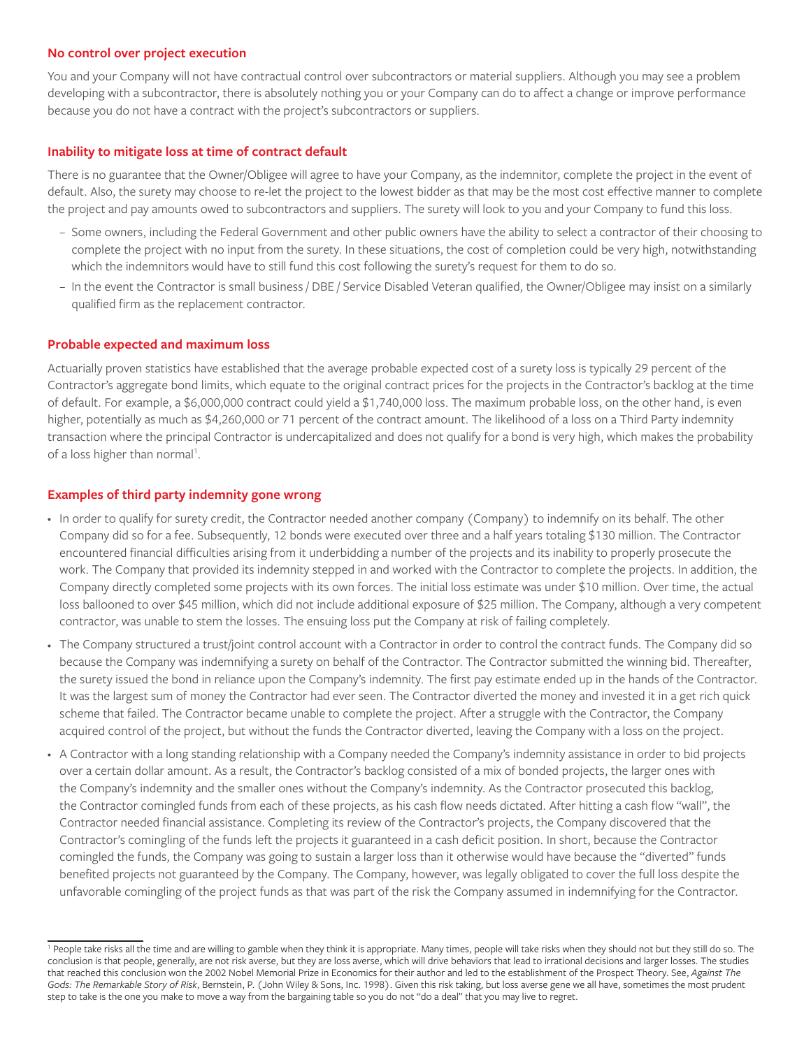### No control over project execution

You and your Company will not have contractual control over subcontractors or material suppliers. Although you may see a problem developing with a subcontractor, there is absolutely nothing you or your Company can do to affect a change or improve performance because you do not have a contract with the project's subcontractors or suppliers.

### Inability to mitigate loss at time of contract default

There is no guarantee that the Owner/Obligee will agree to have your Company, as the indemnitor, complete the project in the event of default. Also, the surety may choose to re-let the project to the lowest bidder as that may be the most cost effective manner to complete the project and pay amounts owed to subcontractors and suppliers. The surety will look to you and your Company to fund this loss.

- Some owners, including the Federal Government and other public owners have the ability to select a contractor of their choosing to complete the project with no input from the surety. In these situations, the cost of completion could be very high, notwithstanding which the indemnitors would have to still fund this cost following the surety's request for them to do so.
- In the event the Contractor is small business / DBE / Service Disabled Veteran qualified, the Owner/Obligee may insist on a similarly qualified firm as the replacement contractor.

### Probable expected and maximum loss

Actuarially proven statistics have established that the average probable expected cost of a surety loss is typically 29 percent of the Contractor's aggregate bond limits, which equate to the original contract prices for the projects in the Contractor's backlog at the time of default. For example, a $6,000,000 contract could yield a $1,740,000 loss. The maximum probable loss, on the other hand, is even higher, potentially as much as $4,260,000 or 71 percent of the contract amount. The likelihood of a loss on a Third Party indemnity transaction where the principal Contractor is undercapitalized and does not qualify for a bond is very high, which makes the probability of a loss higher than normal[1].

### Examples of third party indemnity gone wrong

- In order to qualify for surety credit, the Contractor needed another company (Company) to indemnify on its behalf. The other Company did so for a fee. Subsequently, 12 bonds were executed over three and a half years totaling $130 million. The Contractor encountered financial difficulties arising from it underbidding a number of the projects and its inability to properly prosecute the work. The Company that provided its indemnity stepped in and worked with the Contractor to complete the projects. In addition, the Company directly completed some projects with its own forces. The initial loss estimate was under $10 million. Over time, the actual loss ballooned to over $45 million, which did not include additional exposure of $25 million. The Company, although a very competent contractor, was unable to stem the losses. The ensuing loss put the Company at risk of failing completely.
- The Company structured a trust/joint control account with a Contractor in order to control the contract funds. The Company did so because the Company was indemnifying a surety on behalf of the Contractor. The Contractor submitted the winning bid. Thereafter, the surety issued the bond in reliance upon the Company's indemnity. The first pay estimate ended up in the hands of the Contractor. It was the largest sum of money the Contractor had ever seen. The Contractor diverted the money and invested it in a get rich quick scheme that failed. The Contractor became unable to complete the project. After a struggle with the Contractor, the Company acquired control of the project, but without the funds the Contractor diverted, leaving the Company with a loss on the project.
- A Contractor with a long standing relationship with a Company needed the Company's indemnity assistance in order to bid projects over a certain dollar amount. As a result, the Contractor's backlog consisted of a mix of bonded projects, the larger ones with the Company's indemnity and the smaller ones without the Company's indemnity. As the Contractor prosecuted this backlog, the Contractor comingled funds from each of these projects, as his cash flow needs dictated. After hitting a cash flow "wall", the Contractor needed financial assistance. Completing its review of the Contractor's projects, the Company discovered that the Contractor's comingling of the funds left the projects it guaranteed in a cash deficit position. In short, because the Contractor comingled the funds, the Company was going to sustain a larger loss than it otherwise would have because the "diverted" funds benefited projects not guaranteed by the Company. The Company, however, was legally obligated to cover the full loss despite the unfavorable comingling of the project funds as that was part of the risk the Company assumed in indemnifying for the Contractor.

---

[1] People take risks all the time and are willing to gamble when they think it is appropriate. Many times, people will take risks when they should not but they still do so. The conclusion is that people, generally, are not risk averse, but they are loss averse, which will drive behaviors that lead to irrational decisions and larger losses. The studies that reached this conclusion won the 2002 Nobel Memorial Prize in Economics for their author and led to the establishment of the Prospect Theory. See, *Against The Gods: The Remarkable Story of Risk*, Bernstein, P. (John Wiley & Sons, Inc. 1998). Given this risk taking, but loss averse gene we all have, sometimes the most prudent step to take is the one you make to move a way from the bargaining table so you do not "do a deal" that you may live to regret.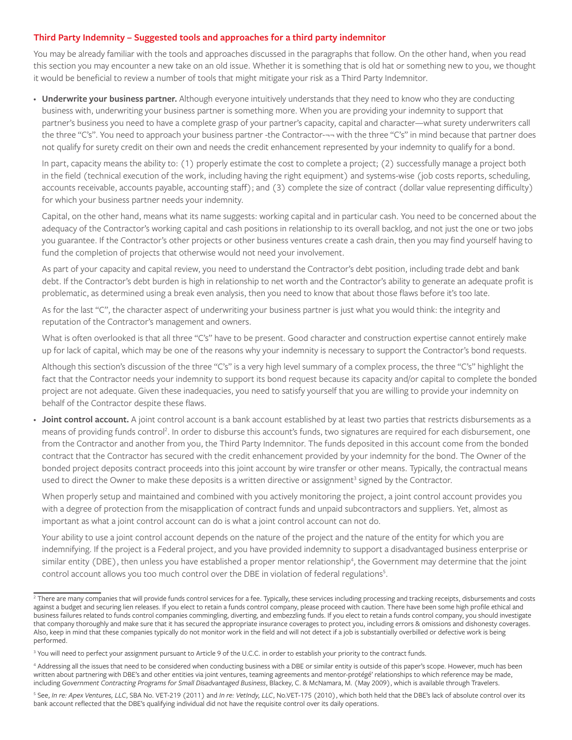### Third Party Indemnity – Suggested tools and approaches for a third party indemnitor

You may be already familiar with the tools and approaches discussed in the paragraphs that follow. On the other hand, when you read this section you may encounter a new take on an old issue. Whether it is something that is old hat or something new to you, we thought it would be beneficial to review a number of tools that might mitigate your risk as a Third Party Indemnitor.

- **Underwrite your business partner.** Although everyone intuitively understands that they need to know who they are conducting business with, underwriting your business partner is something more. When you are providing your indemnity to support that partner's business you need to have a complete grasp of your partner's capacity, capital and character—what surety underwriters call the three "C's". You need to approach your business partner -the Contractor-¬¬ with the three "C's" in mind because that partner does not qualify for surety credit on their own and needs the credit enhancement represented by your indemnity to qualify for a bond.

  In part, capacity means the ability to: (1) properly estimate the cost to complete a project; (2) successfully manage a project both in the field (technical execution of the work, including having the right equipment) and systems-wise (job costs reports, scheduling, accounts receivable, accounts payable, accounting staff); and (3) complete the size of contract (dollar value representing difficulty) for which your business partner needs your indemnity.

  Capital, on the other hand, means what its name suggests: working capital and in particular cash. You need to be concerned about the adequacy of the Contractor's working capital and cash positions in relationship to its overall backlog, and not just the one or two jobs you guarantee. If the Contractor's other projects or other business ventures create a cash drain, then you may find yourself having to fund the completion of projects that otherwise would not need your involvement.

  As part of your capacity and capital review, you need to understand the Contractor's debt position, including trade debt and bank debt. If the Contractor's debt burden is high in relationship to net worth and the Contractor's ability to generate an adequate profit is problematic, as determined using a break even analysis, then you need to know that about those flaws before it's too late.

  As for the last "C", the character aspect of underwriting your business partner is just what you would think: the integrity and reputation of the Contractor's management and owners.

  What is often overlooked is that all three "C's" have to be present. Good character and construction expertise cannot entirely make up for lack of capital, which may be one of the reasons why your indemnity is necessary to support the Contractor's bond requests.

  Although this section's discussion of the three "C's" is a very high level summary of a complex process, the three "C's" highlight the fact that the Contractor needs your indemnity to support its bond request because its capacity and/or capital to complete the bonded project are not adequate. Given these inadequacies, you need to satisfy yourself that you are willing to provide your indemnity on behalf of the Contractor despite these flaws.

- **Joint control account.** A joint control account is a bank account established by at least two parties that restricts disbursements as a means of providing funds control[2]. In order to disburse this account's funds, two signatures are required for each disbursement, one from the Contractor and another from you, the Third Party Indemnitor. The funds deposited in this account come from the bonded contract that the Contractor has secured with the credit enhancement provided by your indemnity for the bond. The Owner of the bonded project deposits contract proceeds into this joint account by wire transfer or other means. Typically, the contractual means used to direct the Owner to make these deposits is a written directive or assignment[3] signed by the Contractor.

  When properly setup and maintained and combined with you actively monitoring the project, a joint control account provides you with a degree of protection from the misapplication of contract funds and unpaid subcontractors and suppliers. Yet, almost as important as what a joint control account can do is what a joint control account can not do.

  Your ability to use a joint control account depends on the nature of the project and the nature of the entity for which you are indemnifying. If the project is a Federal project, and you have provided indemnity to support a disadvantaged business enterprise or similar entity (DBE), then unless you have established a proper mentor relationship[4], the Government may determine that the joint control account allows you too much control over the DBE in violation of federal regulations[5].

---

[2] There are many companies that will provide funds control services for a fee. Typically, these services including processing and tracking receipts, disbursements and costs against a budget and securing lien releases. If you elect to retain a funds control company, please proceed with caution. There have been some high profile ethical and business failures related to funds control companies commingling, diverting, and embezzling funds. If you elect to retain a funds control company, you should investigate that company thoroughly and make sure that it has secured the appropriate insurance coverages to protect you, including errors & omissions and dishonesty coverages. Also, keep in mind that these companies typically do not monitor work in the field and will not detect if a job is substantially overbilled or defective work is being performed.

[3] You will need to perfect your assignment pursuant to Article 9 of the U.C.C. in order to establish your priority to the contract funds.

[4] Addressing all the issues that need to be considered when conducting business with a DBE or similar entity is outside of this paper's scope. However, much has been written about partnering with DBE's and other entities via joint ventures, teaming agreements and mentor-protégé' relationships to which reference may be made, including *Government Contracting Programs for Small Disadvantaged Business*, Blackey, C. & McNamara, M. (May 2009), which is available through Travelers.

[5] See, *In re: Apex Ventures, LLC*, SBA No. VET-219 (2011) and *In re: VetIndy, LLC*, No.VET-175 (2010), which both held that the DBE's lack of absolute control over its bank account reflected that the DBE's qualifying individual did not have the requisite control over its daily operations.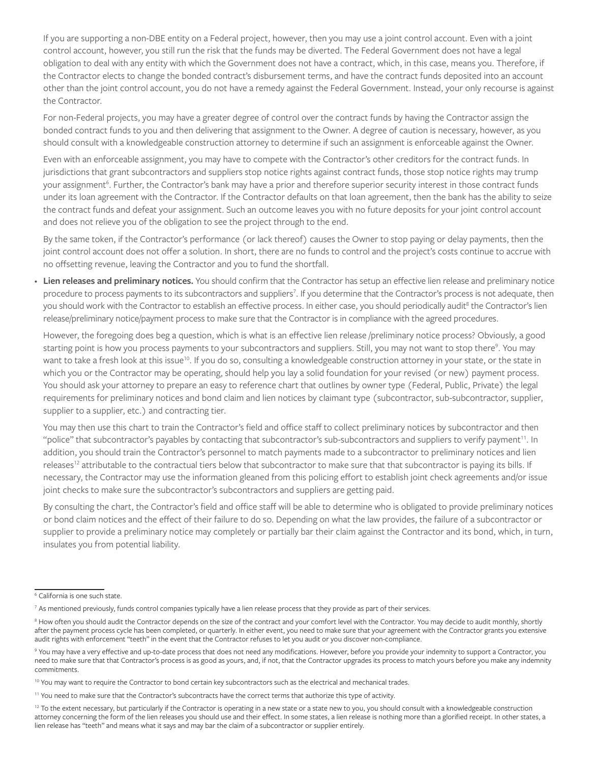If you are supporting a non-DBE entity on a Federal project, however, then you may use a joint control account. Even with a joint control account, however, you still run the risk that the funds may be diverted. The Federal Government does not have a legal obligation to deal with any entity with which the Government does not have a contract, which, in this case, means you. Therefore, if the Contractor elects to change the bonded contract's disbursement terms, and have the contract funds deposited into an account other than the joint control account, you do not have a remedy against the Federal Government. Instead, your only recourse is against the Contractor.

For non-Federal projects, you may have a greater degree of control over the contract funds by having the Contractor assign the bonded contract funds to you and then delivering that assignment to the Owner. A degree of caution is necessary, however, as you should consult with a knowledgeable construction attorney to determine if such an assignment is enforceable against the Owner.

Even with an enforceable assignment, you may have to compete with the Contractor's other creditors for the contract funds. In jurisdictions that grant subcontractors and suppliers stop notice rights against contract funds, those stop notice rights may trump your assignment[6]. Further, the Contractor's bank may have a prior and therefore superior security interest in those contract funds under its loan agreement with the Contractor. If the Contractor defaults on that loan agreement, then the bank has the ability to seize the contract funds and defeat your assignment. Such an outcome leaves you with no future deposits for your joint control account and does not relieve you of the obligation to see the project through to the end.

By the same token, if the Contractor's performance (or lack thereof) causes the Owner to stop paying or delay payments, then the joint control account does not offer a solution. In short, there are no funds to control and the project's costs continue to accrue with no offsetting revenue, leaving the Contractor and you to fund the shortfall.

- **Lien releases and preliminary notices.** You should confirm that the Contractor has setup an effective lien release and preliminary notice procedure to process payments to its subcontractors and suppliers[7]. If you determine that the Contractor's process is not adequate, then you should work with the Contractor to establish an effective process. In either case, you should periodically audit[8] the Contractor's lien release/preliminary notice/payment process to make sure that the Contractor is in compliance with the agreed procedures.

  However, the foregoing does beg a question, which is what is an effective lien release /preliminary notice process? Obviously, a good starting point is how you process payments to your subcontractors and suppliers. Still, you may not want to stop there[9]. You may want to take a fresh look at this issue[10]. If you do so, consulting a knowledgeable construction attorney in your state, or the state in which you or the Contractor may be operating, should help you lay a solid foundation for your revised (or new) payment process. You should ask your attorney to prepare an easy to reference chart that outlines by owner type (Federal, Public, Private) the legal requirements for preliminary notices and bond claim and lien notices by claimant type (subcontractor, sub-subcontractor, supplier, supplier to a supplier, etc.) and contracting tier.

  You may then use this chart to train the Contractor's field and office staff to collect preliminary notices by subcontractor and then "police" that subcontractor's payables by contacting that subcontractor's sub-subcontractors and suppliers to verify payment[11]. In addition, you should train the Contractor's personnel to match payments made to a subcontractor to preliminary notices and lien releases[12] attributable to the contractual tiers below that subcontractor to make sure that that subcontractor is paying its bills. If necessary, the Contractor may use the information gleaned from this policing effort to establish joint check agreements and/or issue joint checks to make sure the subcontractor's subcontractors and suppliers are getting paid.

  By consulting the chart, the Contractor's field and office staff will be able to determine who is obligated to provide preliminary notices or bond claim notices and the effect of their failure to do so. Depending on what the law provides, the failure of a subcontractor or supplier to provide a preliminary notice may completely or partially bar their claim against the Contractor and its bond, which, in turn, insulates you from potential liability.

---

[6] California is one such state.

[7] As mentioned previously, funds control companies typically have a lien release process that they provide as part of their services.

[8] How often you should audit the Contractor depends on the size of the contract and your comfort level with the Contractor. You may decide to audit monthly, shortly after the payment process cycle has been completed, or quarterly. In either event, you need to make sure that your agreement with the Contractor grants you extensive audit rights with enforcement "teeth" in the event that the Contractor refuses to let you audit or you discover non-compliance.

[9] You may have a very effective and up-to-date process that does not need any modifications. However, before you provide your indemnity to support a Contractor, you need to make sure that that Contractor's process is as good as yours, and, if not, that the Contractor upgrades its process to match yours before you make any indemnity commitments.

[10] You may want to require the Contractor to bond certain key subcontractors such as the electrical and mechanical trades.

[11] You need to make sure that the Contractor's subcontracts have the correct terms that authorize this type of activity.

[12] To the extent necessary, but particularly if the Contractor is operating in a new state or a state new to you, you should consult with a knowledgeable construction attorney concerning the form of the lien releases you should use and their effect. In some states, a lien release is nothing more than a glorified receipt. In other states, a lien release has "teeth" and means what it says and may bar the claim of a subcontractor or supplier entirely.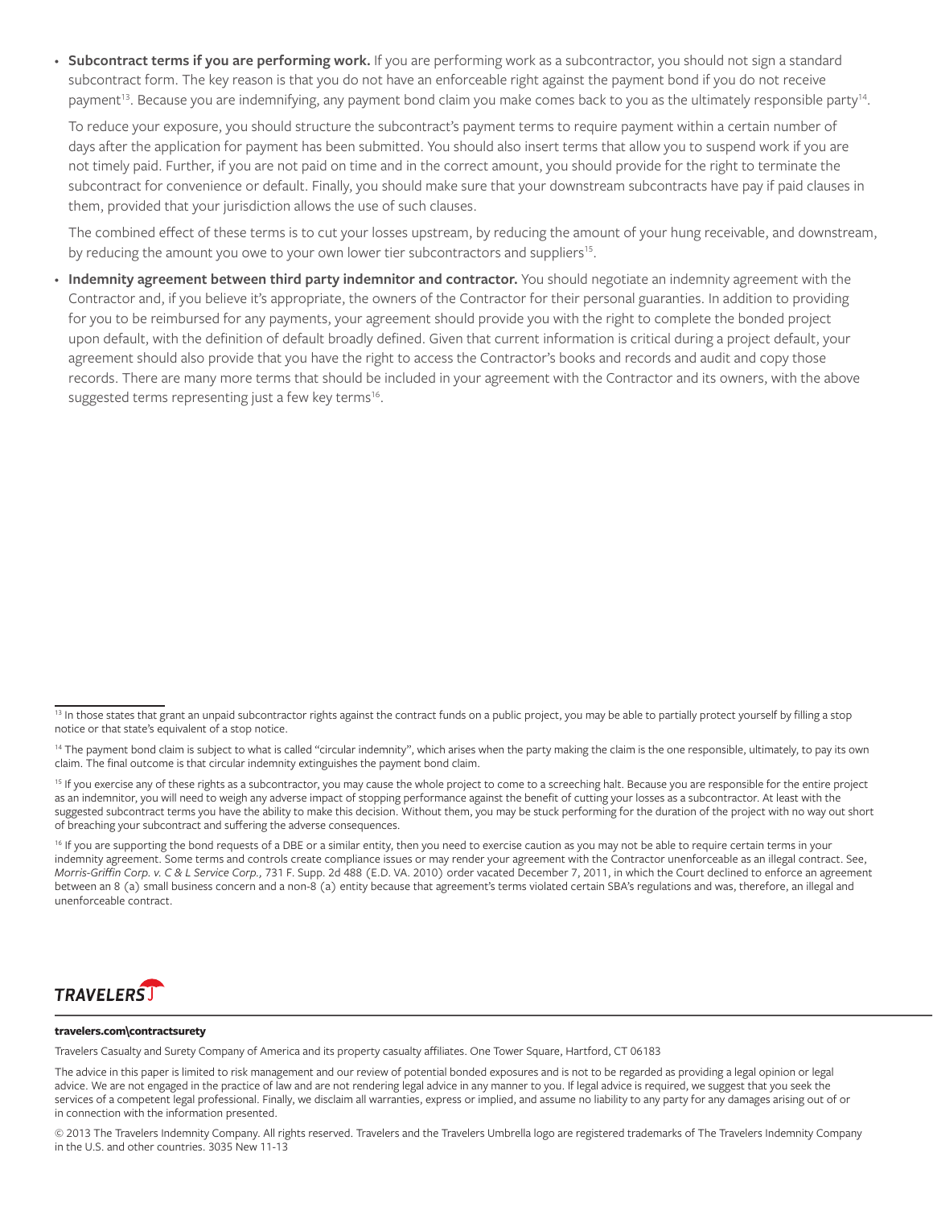- **Subcontract terms if you are performing work.** If you are performing work as a subcontractor, you should not sign a standard subcontract form. The key reason is that you do not have an enforceable right against the payment bond if you do not receive payment[13]. Because you are indemnifying, any payment bond claim you make comes back to you as the ultimately responsible party[14].

  To reduce your exposure, you should structure the subcontract's payment terms to require payment within a certain number of days after the application for payment has been submitted. You should also insert terms that allow you to suspend work if you are not timely paid. Further, if you are not paid on time and in the correct amount, you should provide for the right to terminate the subcontract for convenience or default. Finally, you should make sure that your downstream subcontracts have pay if paid clauses in them, provided that your jurisdiction allows the use of such clauses.

  The combined effect of these terms is to cut your losses upstream, by reducing the amount of your hung receivable, and downstream, by reducing the amount you owe to your own lower tier subcontractors and suppliers[15].

- **Indemnity agreement between third party indemnitor and contractor.** You should negotiate an indemnity agreement with the Contractor and, if you believe it's appropriate, the owners of the Contractor for their personal guaranties. In addition to providing for you to be reimbursed for any payments, your agreement should provide you with the right to complete the bonded project upon default, with the definition of default broadly defined. Given that current information is critical during a project default, your agreement should also provide that you have the right to access the Contractor's books and records and audit and copy those records. There are many more terms that should be included in your agreement with the Contractor and its owners, with the above suggested terms representing just a few key terms[16].

---

[13] In those states that grant an unpaid subcontractor rights against the contract funds on a public project, you may be able to partially protect yourself by filling a stop notice or that state's equivalent of a stop notice.

[14] The payment bond claim is subject to what is called "circular indemnity", which arises when the party making the claim is the one responsible, ultimately, to pay its own claim. The final outcome is that circular indemnity extinguishes the payment bond claim.

[15] If you exercise any of these rights as a subcontractor, you may cause the whole project to come to a screeching halt. Because you are responsible for the entire project as an indemnitor, you will need to weigh any adverse impact of stopping performance against the benefit of cutting your losses as a subcontractor. At least with the suggested subcontract terms you have the ability to make this decision. Without them, you may be stuck performing for the duration of the project with no way out short of breaching your subcontract and suffering the adverse consequences.

[16] If you are supporting the bond requests of a DBE or a similar entity, then you need to exercise caution as you may not be able to require certain terms in your indemnity agreement. Some terms and controls create compliance issues or may render your agreement with the Contractor unenforceable as an illegal contract. See, *Morris-Griffin Corp. v. C & L Service Corp.,* 731 F. Supp. 2d 488 (E.D. VA. 2010) order vacated December 7, 2011, in which the Court declined to enforce an agreement between an 8 (a) small business concern and a non-8 (a) entity because that agreement's terms violated certain SBA's regulations and was, therefore, an illegal and unenforceable contract.

TRAVELERS

**travelers.com\contractsurety**

Travelers Casualty and Surety Company of America and its property casualty affiliates. One Tower Square, Hartford, CT 06183

The advice in this paper is limited to risk management and our review of potential bonded exposures and is not to be regarded as providing a legal opinion or legal advice. We are not engaged in the practice of law and are not rendering legal advice in any manner to you. If legal advice is required, we suggest that you seek the services of a competent legal professional. Finally, we disclaim all warranties, express or implied, and assume no liability to any party for any damages arising out of or in connection with the information presented.

© 2013 The Travelers Indemnity Company. All rights reserved. Travelers and the Travelers Umbrella logo are registered trademarks of The Travelers Indemnity Company in the U.S. and other countries. 3035 New 11-13